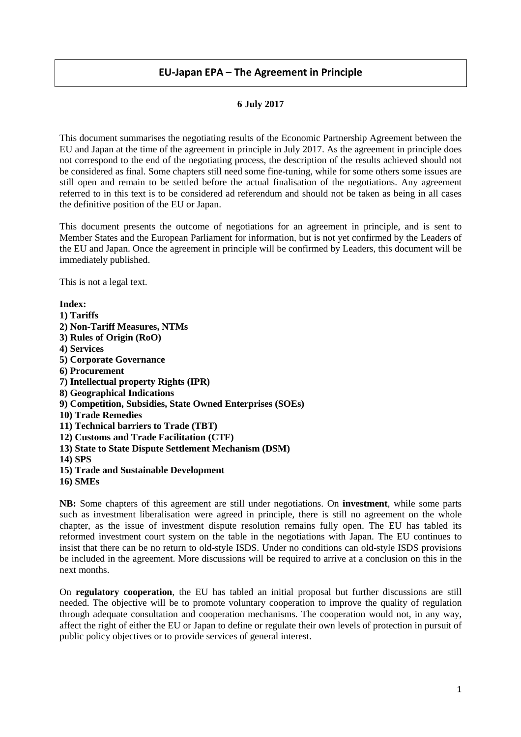# EU-Japan EPA – The Agreement in Principle

**6 July 2017**

This document summarises the negotiating results of the Economic Partnership Agreement between the EU and Japan at the time of the agreement in principle in July 2017. As the agreement in principle does not correspond to the end of the negotiating process, the description of the results achieved should not be considered as final. Some chapters still need some fine-tuning, while for some others some issues are still open and remain to be settled before the actual finalisation of the negotiations. Any agreement referred to in this text is to be considered ad referendum and should not be taken as being in all cases the definitive position of the EU or Japan.

This document presents the outcome of negotiations for an agreement in principle, and is sent to Member States and the European Parliament for information, but is not yet confirmed by the Leaders of the EU and Japan. Once the agreement in principle will be confirmed by Leaders, this document will be immediately published.

This is not a legal text.

**Index:**
**1) Tariffs**
**2) Non-Tariff Measures, NTMs**
**3) Rules of Origin (RoO)**
**4) Services**
**5) Corporate Governance**
**6) Procurement**
**7) Intellectual property Rights (IPR)**
**8) Geographical Indications**
**9) Competition, Subsidies, State Owned Enterprises (SOEs)**
**10) Trade Remedies**
**11) Technical barriers to Trade (TBT)**
**12) Customs and Trade Facilitation (CTF)**
**13) State to State Dispute Settlement Mechanism (DSM)**
**14) SPS**
**15) Trade and Sustainable Development**
**16) SMEs**

**NB:** Some chapters of this agreement are still under negotiations. On **investment**, while some parts such as investment liberalisation were agreed in principle, there is still no agreement on the whole chapter, as the issue of investment dispute resolution remains fully open. The EU has tabled its reformed investment court system on the table in the negotiations with Japan. The EU continues to insist that there can be no return to old-style ISDS. Under no conditions can old-style ISDS provisions be included in the agreement. More discussions will be required to arrive at a conclusion on this in the next months.

On **regulatory cooperation**, the EU has tabled an initial proposal but further discussions are still needed. The objective will be to promote voluntary cooperation to improve the quality of regulation through adequate consultation and cooperation mechanisms. The cooperation would not, in any way, affect the right of either the EU or Japan to define or regulate their own levels of protection in pursuit of public policy objectives or to provide services of general interest.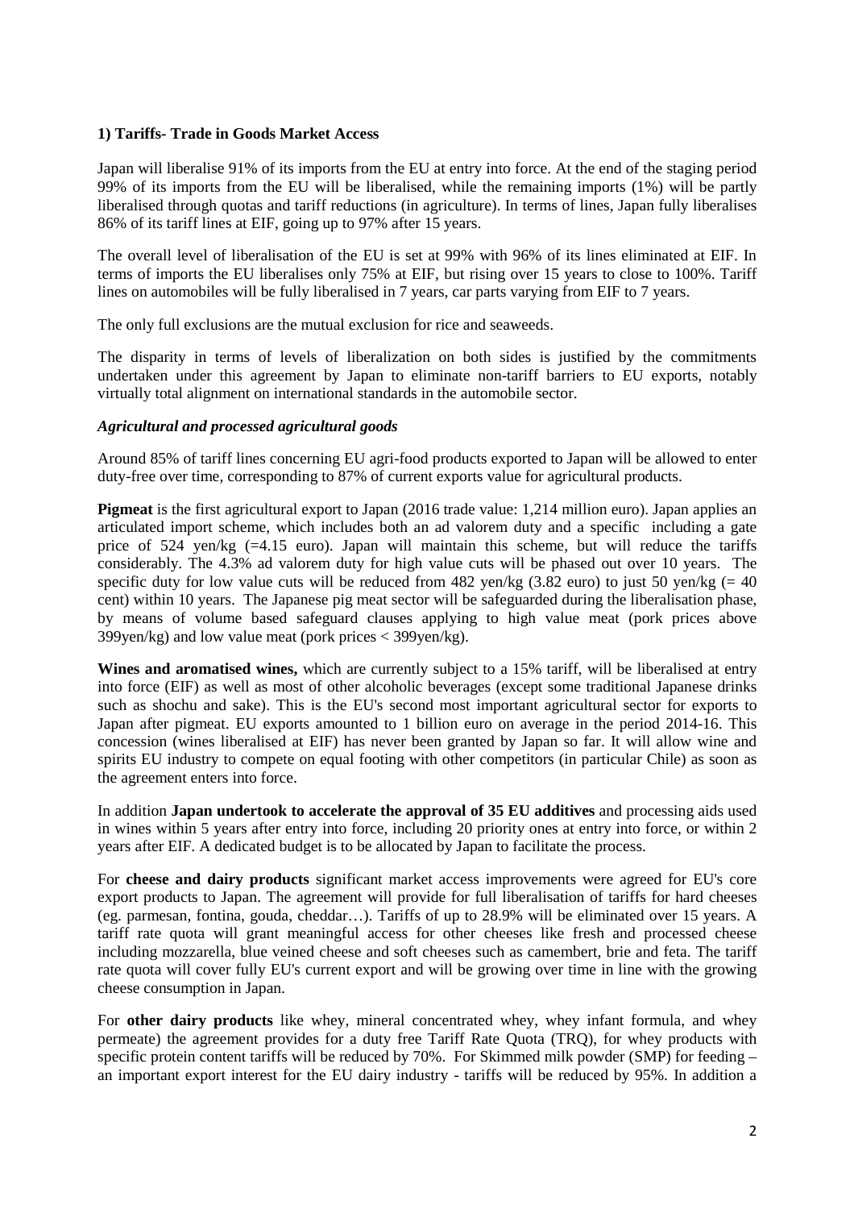### 1) Tariffs- Trade in Goods Market Access

Japan will liberalise 91% of its imports from the EU at entry into force. At the end of the staging period 99% of its imports from the EU will be liberalised, while the remaining imports (1%) will be partly liberalised through quotas and tariff reductions (in agriculture). In terms of lines, Japan fully liberalises 86% of its tariff lines at EIF, going up to 97% after 15 years.

The overall level of liberalisation of the EU is set at 99% with 96% of its lines eliminated at EIF. In terms of imports the EU liberalises only 75% at EIF, but rising over 15 years to close to 100%. Tariff lines on automobiles will be fully liberalised in 7 years, car parts varying from EIF to 7 years.

The only full exclusions are the mutual exclusion for rice and seaweeds.

The disparity in terms of levels of liberalization on both sides is justified by the commitments undertaken under this agreement by Japan to eliminate non-tariff barriers to EU exports, notably virtually total alignment on international standards in the automobile sector.

#### *Agricultural and processed agricultural goods*

Around 85% of tariff lines concerning EU agri-food products exported to Japan will be allowed to enter duty-free over time, corresponding to 87% of current exports value for agricultural products.

**Pigmeat** is the first agricultural export to Japan (2016 trade value: 1,214 million euro). Japan applies an articulated import scheme, which includes both an ad valorem duty and a specific including a gate price of 524 yen/kg (=4.15 euro). Japan will maintain this scheme, but will reduce the tariffs considerably. The 4.3% ad valorem duty for high value cuts will be phased out over 10 years. The specific duty for low value cuts will be reduced from 482 yen/kg (3.82 euro) to just 50 yen/kg (= 40 cent) within 10 years. The Japanese pig meat sector will be safeguarded during the liberalisation phase, by means of volume based safeguard clauses applying to high value meat (pork prices above 399yen/kg) and low value meat (pork prices < 399yen/kg).

**Wines and aromatised wines,** which are currently subject to a 15% tariff, will be liberalised at entry into force (EIF) as well as most of other alcoholic beverages (except some traditional Japanese drinks such as shochu and sake). This is the EU's second most important agricultural sector for exports to Japan after pigmeat. EU exports amounted to 1 billion euro on average in the period 2014-16. This concession (wines liberalised at EIF) has never been granted by Japan so far. It will allow wine and spirits EU industry to compete on equal footing with other competitors (in particular Chile) as soon as the agreement enters into force.

In addition **Japan undertook to accelerate the approval of 35 EU additives** and processing aids used in wines within 5 years after entry into force, including 20 priority ones at entry into force, or within 2 years after EIF. A dedicated budget is to be allocated by Japan to facilitate the process.

For **cheese and dairy products** significant market access improvements were agreed for EU's core export products to Japan. The agreement will provide for full liberalisation of tariffs for hard cheeses (eg. parmesan, fontina, gouda, cheddar…). Tariffs of up to 28.9% will be eliminated over 15 years. A tariff rate quota will grant meaningful access for other cheeses like fresh and processed cheese including mozzarella, blue veined cheese and soft cheeses such as camembert, brie and feta. The tariff rate quota will cover fully EU's current export and will be growing over time in line with the growing cheese consumption in Japan.

For **other dairy products** like whey, mineral concentrated whey, whey infant formula, and whey permeate) the agreement provides for a duty free Tariff Rate Quota (TRQ), for whey products with specific protein content tariffs will be reduced by 70%. For Skimmed milk powder (SMP) for feeding – an important export interest for the EU dairy industry - tariffs will be reduced by 95%. In addition a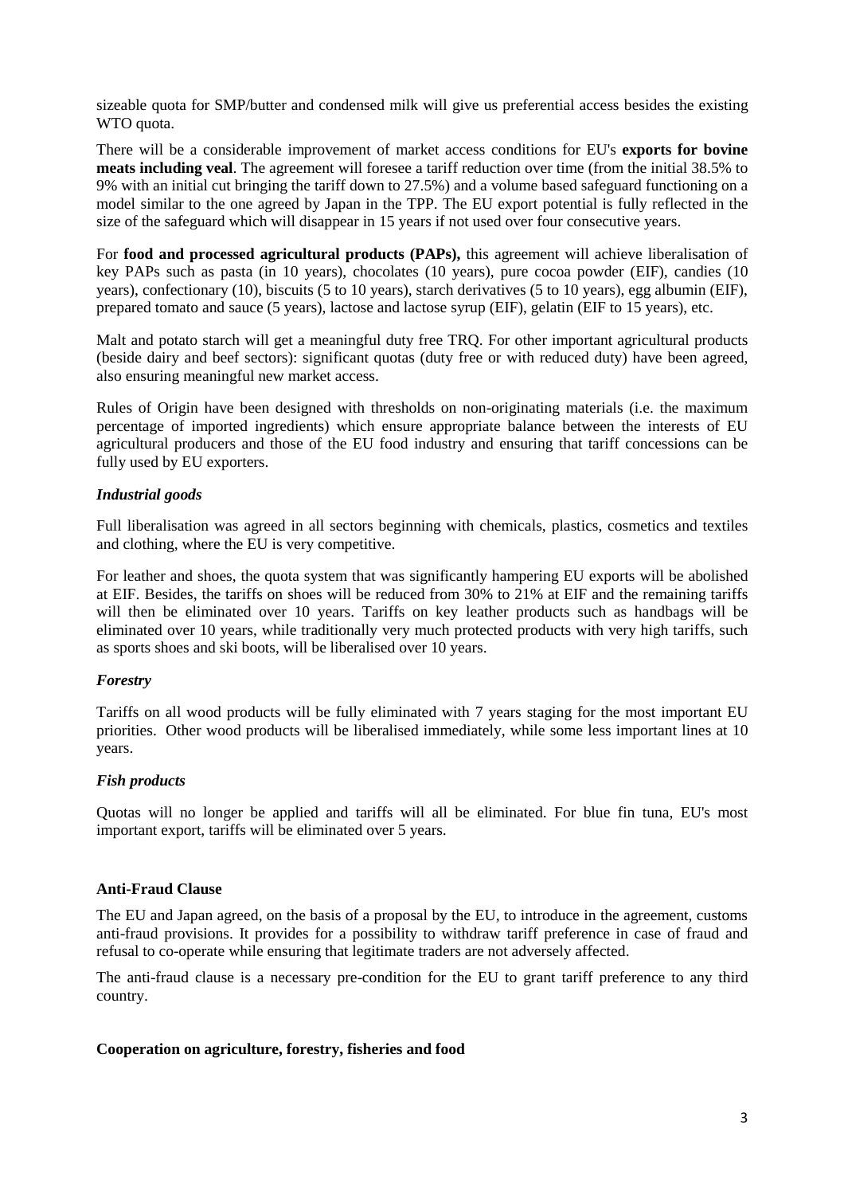sizeable quota for SMP/butter and condensed milk will give us preferential access besides the existing WTO quota.

There will be a considerable improvement of market access conditions for EU's **exports for bovine meats including veal**. The agreement will foresee a tariff reduction over time (from the initial 38.5% to 9% with an initial cut bringing the tariff down to 27.5%) and a volume based safeguard functioning on a model similar to the one agreed by Japan in the TPP. The EU export potential is fully reflected in the size of the safeguard which will disappear in 15 years if not used over four consecutive years.

For **food and processed agricultural products (PAPs),** this agreement will achieve liberalisation of key PAPs such as pasta (in 10 years), chocolates (10 years), pure cocoa powder (EIF), candies (10 years), confectionary (10), biscuits (5 to 10 years), starch derivatives (5 to 10 years), egg albumin (EIF), prepared tomato and sauce (5 years), lactose and lactose syrup (EIF), gelatin (EIF to 15 years), etc.

Malt and potato starch will get a meaningful duty free TRQ. For other important agricultural products (beside dairy and beef sectors): significant quotas (duty free or with reduced duty) have been agreed, also ensuring meaningful new market access.

Rules of Origin have been designed with thresholds on non-originating materials (i.e. the maximum percentage of imported ingredients) which ensure appropriate balance between the interests of EU agricultural producers and those of the EU food industry and ensuring that tariff concessions can be fully used by EU exporters.

***Industrial goods***

Full liberalisation was agreed in all sectors beginning with chemicals, plastics, cosmetics and textiles and clothing, where the EU is very competitive.

For leather and shoes, the quota system that was significantly hampering EU exports will be abolished at EIF. Besides, the tariffs on shoes will be reduced from 30% to 21% at EIF and the remaining tariffs will then be eliminated over 10 years. Tariffs on key leather products such as handbags will be eliminated over 10 years, while traditionally very much protected products with very high tariffs, such as sports shoes and ski boots, will be liberalised over 10 years.

***Forestry***

Tariffs on all wood products will be fully eliminated with 7 years staging for the most important EU priorities. Other wood products will be liberalised immediately, while some less important lines at 10 years.

***Fish products***

Quotas will no longer be applied and tariffs will all be eliminated. For blue fin tuna, EU's most important export, tariffs will be eliminated over 5 years.

**Anti-Fraud Clause**

The EU and Japan agreed, on the basis of a proposal by the EU, to introduce in the agreement, customs anti-fraud provisions. It provides for a possibility to withdraw tariff preference in case of fraud and refusal to co-operate while ensuring that legitimate traders are not adversely affected.

The anti-fraud clause is a necessary pre-condition for the EU to grant tariff preference to any third country.

**Cooperation on agriculture, forestry, fisheries and food**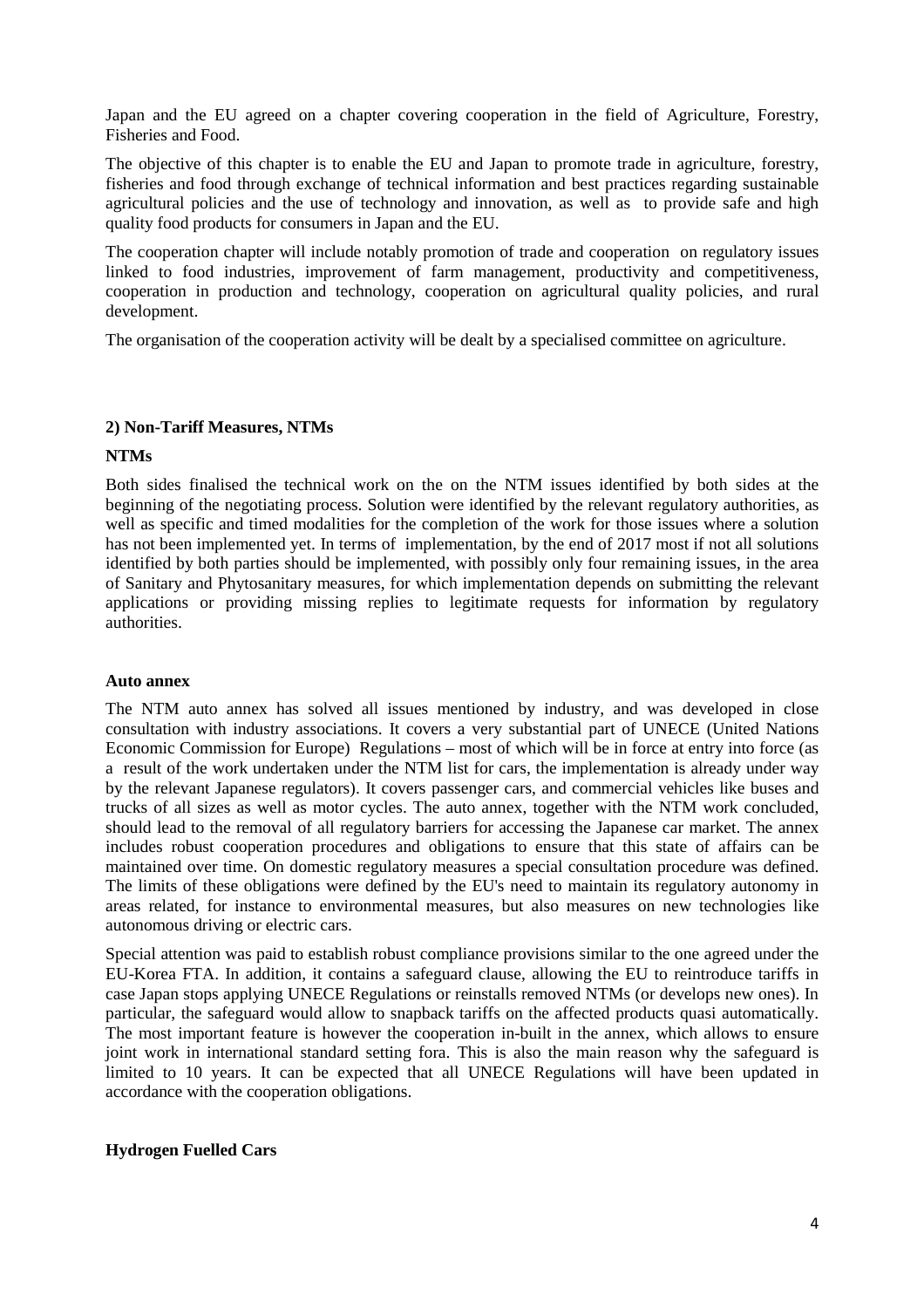Japan and the EU agreed on a chapter covering cooperation in the field of Agriculture, Forestry, Fisheries and Food.

The objective of this chapter is to enable the EU and Japan to promote trade in agriculture, forestry, fisheries and food through exchange of technical information and best practices regarding sustainable agricultural policies and the use of technology and innovation, as well as to provide safe and high quality food products for consumers in Japan and the EU.

The cooperation chapter will include notably promotion of trade and cooperation on regulatory issues linked to food industries, improvement of farm management, productivity and competitiveness, cooperation in production and technology, cooperation on agricultural quality policies, and rural development.

The organisation of the cooperation activity will be dealt by a specialised committee on agriculture.

## 2) Non-Tariff Measures, NTMs

### NTMs

Both sides finalised the technical work on the on the NTM issues identified by both sides at the beginning of the negotiating process. Solution were identified by the relevant regulatory authorities, as well as specific and timed modalities for the completion of the work for those issues where a solution has not been implemented yet. In terms of implementation, by the end of 2017 most if not all solutions identified by both parties should be implemented, with possibly only four remaining issues, in the area of Sanitary and Phytosanitary measures, for which implementation depends on submitting the relevant applications or providing missing replies to legitimate requests for information by regulatory authorities.

### Auto annex

The NTM auto annex has solved all issues mentioned by industry, and was developed in close consultation with industry associations. It covers a very substantial part of UNECE (United Nations Economic Commission for Europe) Regulations – most of which will be in force at entry into force (as a result of the work undertaken under the NTM list for cars, the implementation is already under way by the relevant Japanese regulators). It covers passenger cars, and commercial vehicles like buses and trucks of all sizes as well as motor cycles. The auto annex, together with the NTM work concluded, should lead to the removal of all regulatory barriers for accessing the Japanese car market. The annex includes robust cooperation procedures and obligations to ensure that this state of affairs can be maintained over time. On domestic regulatory measures a special consultation procedure was defined. The limits of these obligations were defined by the EU's need to maintain its regulatory autonomy in areas related, for instance to environmental measures, but also measures on new technologies like autonomous driving or electric cars.

Special attention was paid to establish robust compliance provisions similar to the one agreed under the EU-Korea FTA. In addition, it contains a safeguard clause, allowing the EU to reintroduce tariffs in case Japan stops applying UNECE Regulations or reinstalls removed NTMs (or develops new ones). In particular, the safeguard would allow to snapback tariffs on the affected products quasi automatically. The most important feature is however the cooperation in-built in the annex, which allows to ensure joint work in international standard setting fora. This is also the main reason why the safeguard is limited to 10 years. It can be expected that all UNECE Regulations will have been updated in accordance with the cooperation obligations.

### Hydrogen Fuelled Cars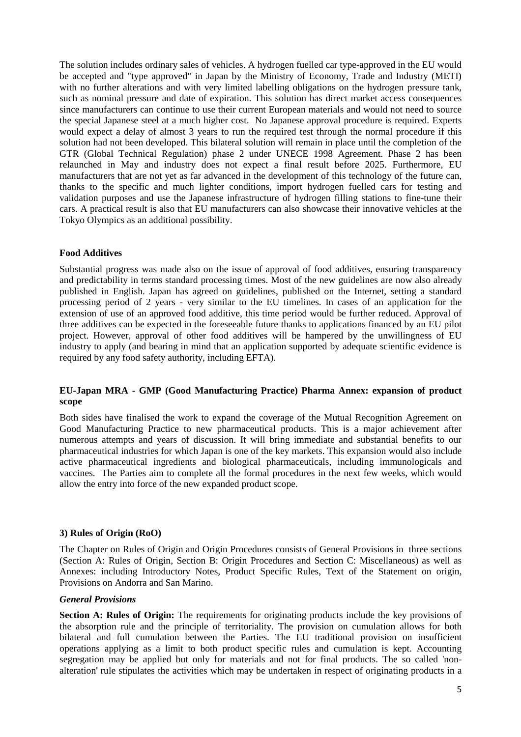The solution includes ordinary sales of vehicles. A hydrogen fuelled car type-approved in the EU would be accepted and "type approved" in Japan by the Ministry of Economy, Trade and Industry (METI) with no further alterations and with very limited labelling obligations on the hydrogen pressure tank, such as nominal pressure and date of expiration. This solution has direct market access consequences since manufacturers can continue to use their current European materials and would not need to source the special Japanese steel at a much higher cost. No Japanese approval procedure is required. Experts would expect a delay of almost 3 years to run the required test through the normal procedure if this solution had not been developed. This bilateral solution will remain in place until the completion of the GTR (Global Technical Regulation) phase 2 under UNECE 1998 Agreement. Phase 2 has been relaunched in May and industry does not expect a final result before 2025. Furthermore, EU manufacturers that are not yet as far advanced in the development of this technology of the future can, thanks to the specific and much lighter conditions, import hydrogen fuelled cars for testing and validation purposes and use the Japanese infrastructure of hydrogen filling stations to fine-tune their cars. A practical result is also that EU manufacturers can also showcase their innovative vehicles at the Tokyo Olympics as an additional possibility.

#### Food Additives

Substantial progress was made also on the issue of approval of food additives, ensuring transparency and predictability in terms standard processing times. Most of the new guidelines are now also already published in English. Japan has agreed on guidelines, published on the Internet, setting a standard processing period of 2 years - very similar to the EU timelines. In cases of an application for the extension of use of an approved food additive, this time period would be further reduced. Approval of three additives can be expected in the foreseeable future thanks to applications financed by an EU pilot project. However, approval of other food additives will be hampered by the unwillingness of EU industry to apply (and bearing in mind that an application supported by adequate scientific evidence is required by any food safety authority, including EFTA).

#### EU-Japan MRA - GMP (Good Manufacturing Practice) Pharma Annex: expansion of product scope

Both sides have finalised the work to expand the coverage of the Mutual Recognition Agreement on Good Manufacturing Practice to new pharmaceutical products. This is a major achievement after numerous attempts and years of discussion. It will bring immediate and substantial benefits to our pharmaceutical industries for which Japan is one of the key markets. This expansion would also include active pharmaceutical ingredients and biological pharmaceuticals, including immunologicals and vaccines. The Parties aim to complete all the formal procedures in the next few weeks, which would allow the entry into force of the new expanded product scope.

### 3) Rules of Origin (RoO)

The Chapter on Rules of Origin and Origin Procedures consists of General Provisions in three sections (Section A: Rules of Origin, Section B: Origin Procedures and Section C: Miscellaneous) as well as Annexes: including Introductory Notes, Product Specific Rules, Text of the Statement on origin, Provisions on Andorra and San Marino.

#### *General Provisions*

**Section A: Rules of Origin:** The requirements for originating products include the key provisions of the absorption rule and the principle of territoriality. The provision on cumulation allows for both bilateral and full cumulation between the Parties. The EU traditional provision on insufficient operations applying as a limit to both product specific rules and cumulation is kept. Accounting segregation may be applied but only for materials and not for final products. The so called 'non-alteration' rule stipulates the activities which may be undertaken in respect of originating products in a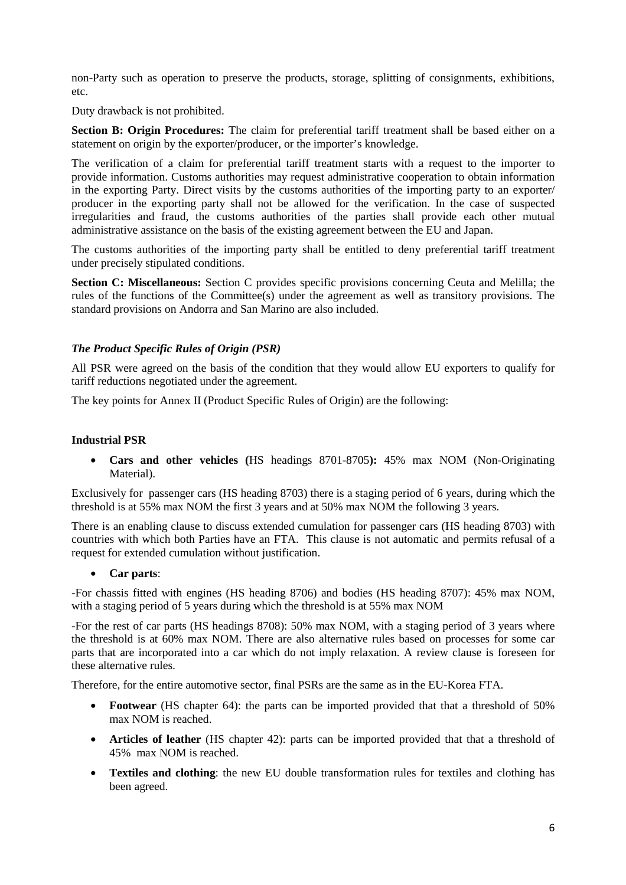non-Party such as operation to preserve the products, storage, splitting of consignments, exhibitions, etc.

Duty drawback is not prohibited.

**Section B: Origin Procedures:** The claim for preferential tariff treatment shall be based either on a statement on origin by the exporter/producer, or the importer's knowledge.

The verification of a claim for preferential tariff treatment starts with a request to the importer to provide information. Customs authorities may request administrative cooperation to obtain information in the exporting Party. Direct visits by the customs authorities of the importing party to an exporter/ producer in the exporting party shall not be allowed for the verification. In the case of suspected irregularities and fraud, the customs authorities of the parties shall provide each other mutual administrative assistance on the basis of the existing agreement between the EU and Japan.

The customs authorities of the importing party shall be entitled to deny preferential tariff treatment under precisely stipulated conditions.

**Section C: Miscellaneous:** Section C provides specific provisions concerning Ceuta and Melilla; the rules of the functions of the Committee(s) under the agreement as well as transitory provisions. The standard provisions on Andorra and San Marino are also included.

### *The Product Specific Rules of Origin (PSR)*

All PSR were agreed on the basis of the condition that they would allow EU exporters to qualify for tariff reductions negotiated under the agreement.

The key points for Annex II (Product Specific Rules of Origin) are the following:

#### Industrial PSR

- **Cars and other vehicles (**HS headings 8701-8705**):** 45% max NOM (Non-Originating Material).

Exclusively for passenger cars (HS heading 8703) there is a staging period of 6 years, during which the threshold is at 55% max NOM the first 3 years and at 50% max NOM the following 3 years.

There is an enabling clause to discuss extended cumulation for passenger cars (HS heading 8703) with countries with which both Parties have an FTA. This clause is not automatic and permits refusal of a request for extended cumulation without justification.

- **Car parts**:

-For chassis fitted with engines (HS heading 8706) and bodies (HS heading 8707): 45% max NOM, with a staging period of 5 years during which the threshold is at 55% max NOM

-For the rest of car parts (HS headings 8708): 50% max NOM, with a staging period of 3 years where the threshold is at 60% max NOM. There are also alternative rules based on processes for some car parts that are incorporated into a car which do not imply relaxation. A review clause is foreseen for these alternative rules.

Therefore, for the entire automotive sector, final PSRs are the same as in the EU-Korea FTA.

- **Footwear** (HS chapter 64): the parts can be imported provided that that a threshold of 50% max NOM is reached.
- **Articles of leather** (HS chapter 42): parts can be imported provided that that a threshold of 45% max NOM is reached.
- **Textiles and clothing**: the new EU double transformation rules for textiles and clothing has been agreed.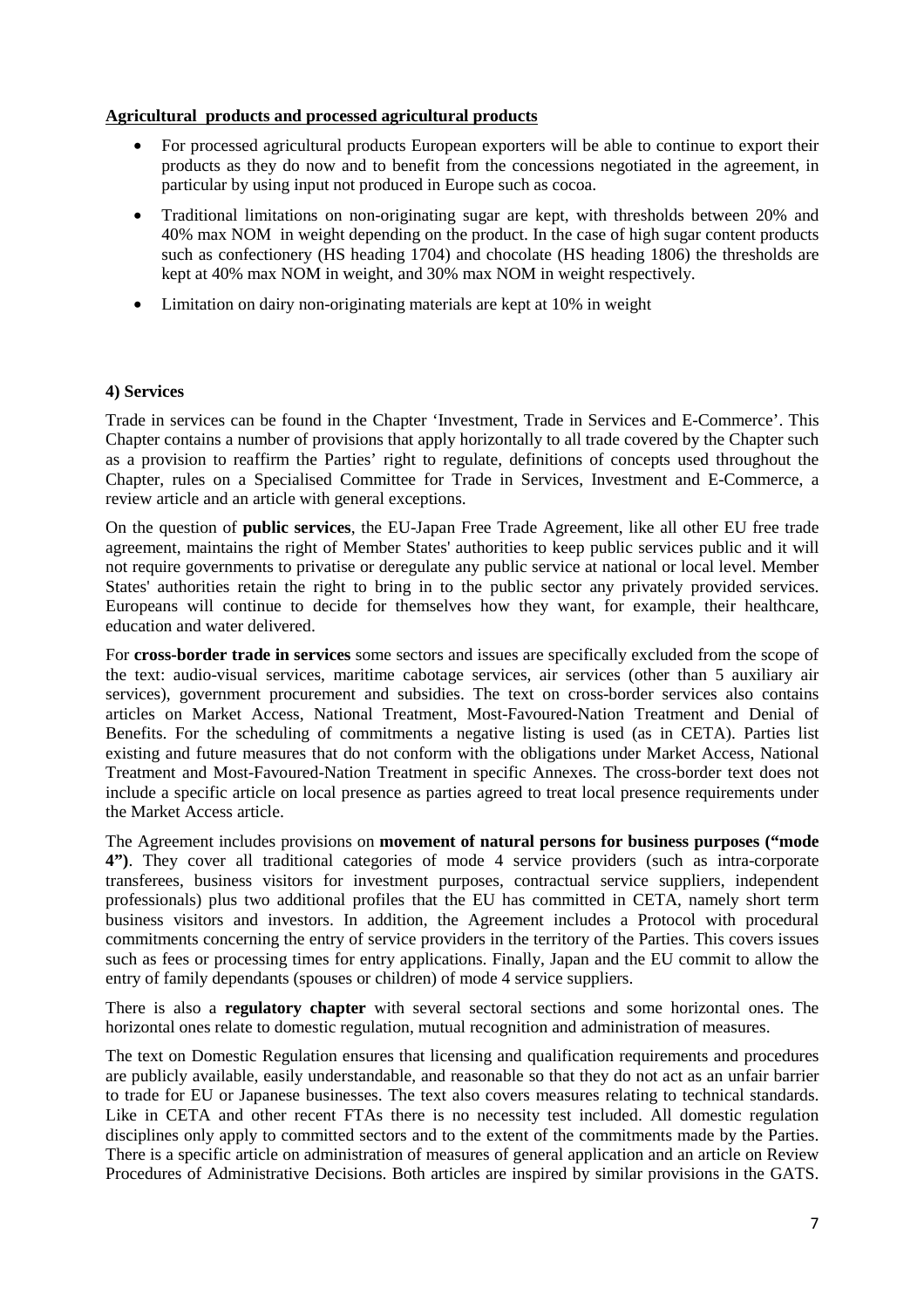**Agricultural products and processed agricultural products**

- For processed agricultural products European exporters will be able to continue to export their products as they do now and to benefit from the concessions negotiated in the agreement, in particular by using input not produced in Europe such as cocoa.
- Traditional limitations on non-originating sugar are kept, with thresholds between 20% and 40% max NOM in weight depending on the product. In the case of high sugar content products such as confectionery (HS heading 1704) and chocolate (HS heading 1806) the thresholds are kept at 40% max NOM in weight, and 30% max NOM in weight respectively.
- Limitation on dairy non-originating materials are kept at 10% in weight

### 4) Services

Trade in services can be found in the Chapter 'Investment, Trade in Services and E-Commerce'. This Chapter contains a number of provisions that apply horizontally to all trade covered by the Chapter such as a provision to reaffirm the Parties' right to regulate, definitions of concepts used throughout the Chapter, rules on a Specialised Committee for Trade in Services, Investment and E-Commerce, a review article and an article with general exceptions.

On the question of **public services**, the EU-Japan Free Trade Agreement, like all other EU free trade agreement, maintains the right of Member States' authorities to keep public services public and it will not require governments to privatise or deregulate any public service at national or local level. Member States' authorities retain the right to bring in to the public sector any privately provided services. Europeans will continue to decide for themselves how they want, for example, their healthcare, education and water delivered.

For **cross-border trade in services** some sectors and issues are specifically excluded from the scope of the text: audio-visual services, maritime cabotage services, air services (other than 5 auxiliary air services), government procurement and subsidies. The text on cross-border services also contains articles on Market Access, National Treatment, Most-Favoured-Nation Treatment and Denial of Benefits. For the scheduling of commitments a negative listing is used (as in CETA). Parties list existing and future measures that do not conform with the obligations under Market Access, National Treatment and Most-Favoured-Nation Treatment in specific Annexes. The cross-border text does not include a specific article on local presence as parties agreed to treat local presence requirements under the Market Access article.

The Agreement includes provisions on **movement of natural persons for business purposes ("mode 4")**. They cover all traditional categories of mode 4 service providers (such as intra-corporate transferees, business visitors for investment purposes, contractual service suppliers, independent professionals) plus two additional profiles that the EU has committed in CETA, namely short term business visitors and investors. In addition, the Agreement includes a Protocol with procedural commitments concerning the entry of service providers in the territory of the Parties. This covers issues such as fees or processing times for entry applications. Finally, Japan and the EU commit to allow the entry of family dependants (spouses or children) of mode 4 service suppliers.

There is also a **regulatory chapter** with several sectoral sections and some horizontal ones. The horizontal ones relate to domestic regulation, mutual recognition and administration of measures.

The text on Domestic Regulation ensures that licensing and qualification requirements and procedures are publicly available, easily understandable, and reasonable so that they do not act as an unfair barrier to trade for EU or Japanese businesses. The text also covers measures relating to technical standards. Like in CETA and other recent FTAs there is no necessity test included. All domestic regulation disciplines only apply to committed sectors and to the extent of the commitments made by the Parties. There is a specific article on administration of measures of general application and an article on Review Procedures of Administrative Decisions. Both articles are inspired by similar provisions in the GATS.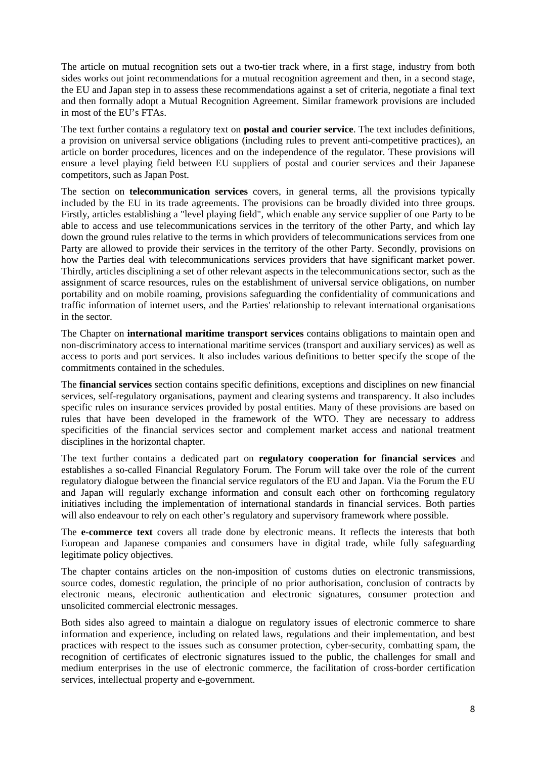The article on mutual recognition sets out a two-tier track where, in a first stage, industry from both sides works out joint recommendations for a mutual recognition agreement and then, in a second stage, the EU and Japan step in to assess these recommendations against a set of criteria, negotiate a final text and then formally adopt a Mutual Recognition Agreement. Similar framework provisions are included in most of the EU's FTAs.

The text further contains a regulatory text on **postal and courier service**. The text includes definitions, a provision on universal service obligations (including rules to prevent anti-competitive practices), an article on border procedures, licences and on the independence of the regulator. These provisions will ensure a level playing field between EU suppliers of postal and courier services and their Japanese competitors, such as Japan Post.

The section on **telecommunication services** covers, in general terms, all the provisions typically included by the EU in its trade agreements. The provisions can be broadly divided into three groups. Firstly, articles establishing a "level playing field", which enable any service supplier of one Party to be able to access and use telecommunications services in the territory of the other Party, and which lay down the ground rules relative to the terms in which providers of telecommunications services from one Party are allowed to provide their services in the territory of the other Party. Secondly, provisions on how the Parties deal with telecommunications services providers that have significant market power. Thirdly, articles disciplining a set of other relevant aspects in the telecommunications sector, such as the assignment of scarce resources, rules on the establishment of universal service obligations, on number portability and on mobile roaming, provisions safeguarding the confidentiality of communications and traffic information of internet users, and the Parties' relationship to relevant international organisations in the sector.

The Chapter on **international maritime transport services** contains obligations to maintain open and non-discriminatory access to international maritime services (transport and auxiliary services) as well as access to ports and port services. It also includes various definitions to better specify the scope of the commitments contained in the schedules.

The **financial services** section contains specific definitions, exceptions and disciplines on new financial services, self-regulatory organisations, payment and clearing systems and transparency. It also includes specific rules on insurance services provided by postal entities. Many of these provisions are based on rules that have been developed in the framework of the WTO. They are necessary to address specificities of the financial services sector and complement market access and national treatment disciplines in the horizontal chapter.

The text further contains a dedicated part on **regulatory cooperation for financial services** and establishes a so-called Financial Regulatory Forum. The Forum will take over the role of the current regulatory dialogue between the financial service regulators of the EU and Japan. Via the Forum the EU and Japan will regularly exchange information and consult each other on forthcoming regulatory initiatives including the implementation of international standards in financial services. Both parties will also endeavour to rely on each other's regulatory and supervisory framework where possible.

The **e-commerce text** covers all trade done by electronic means. It reflects the interests that both European and Japanese companies and consumers have in digital trade, while fully safeguarding legitimate policy objectives.

The chapter contains articles on the non-imposition of customs duties on electronic transmissions, source codes, domestic regulation, the principle of no prior authorisation, conclusion of contracts by electronic means, electronic authentication and electronic signatures, consumer protection and unsolicited commercial electronic messages.

Both sides also agreed to maintain a dialogue on regulatory issues of electronic commerce to share information and experience, including on related laws, regulations and their implementation, and best practices with respect to the issues such as consumer protection, cyber-security, combatting spam, the recognition of certificates of electronic signatures issued to the public, the challenges for small and medium enterprises in the use of electronic commerce, the facilitation of cross-border certification services, intellectual property and e-government.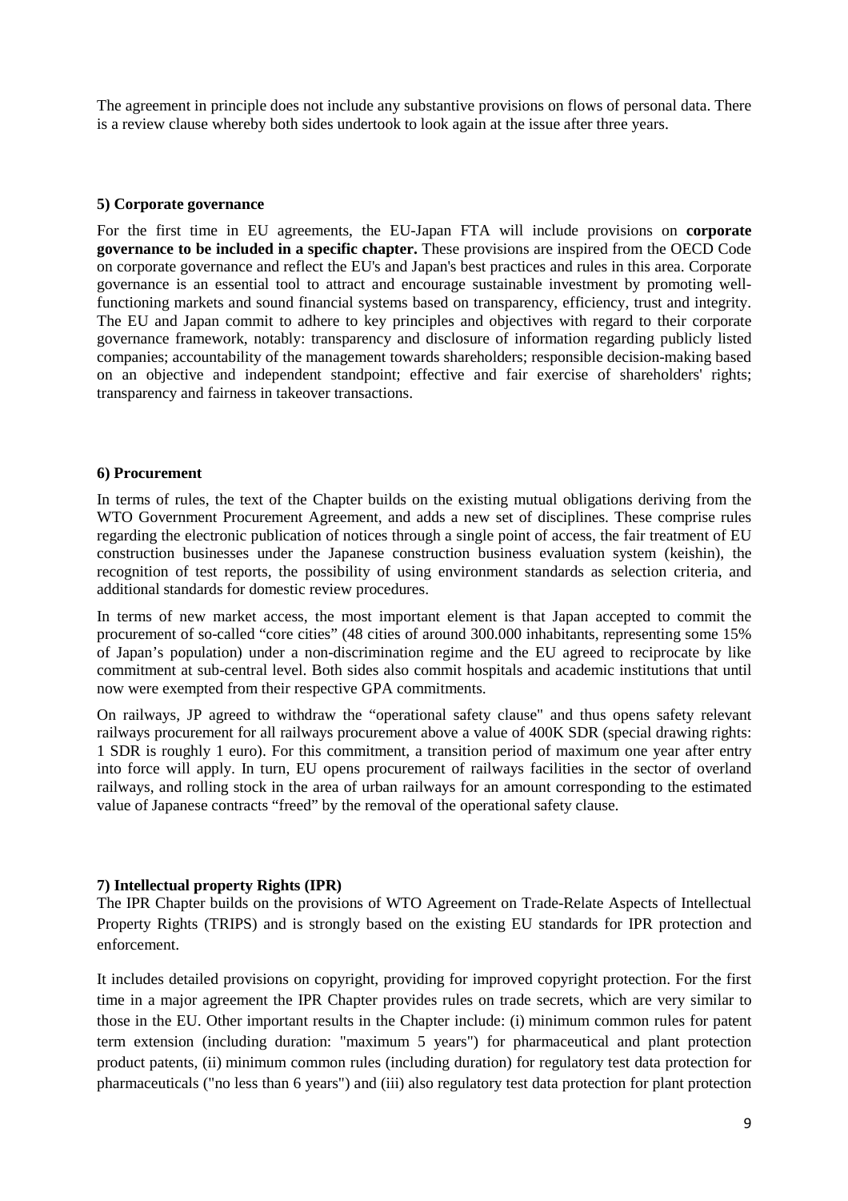The agreement in principle does not include any substantive provisions on flows of personal data. There is a review clause whereby both sides undertook to look again at the issue after three years.

#### 5) Corporate governance

For the first time in EU agreements, the EU-Japan FTA will include provisions on **corporate governance to be included in a specific chapter.** These provisions are inspired from the OECD Code on corporate governance and reflect the EU's and Japan's best practices and rules in this area. Corporate governance is an essential tool to attract and encourage sustainable investment by promoting well-functioning markets and sound financial systems based on transparency, efficiency, trust and integrity. The EU and Japan commit to adhere to key principles and objectives with regard to their corporate governance framework, notably: transparency and disclosure of information regarding publicly listed companies; accountability of the management towards shareholders; responsible decision-making based on an objective and independent standpoint; effective and fair exercise of shareholders' rights; transparency and fairness in takeover transactions.

#### 6) Procurement

In terms of rules, the text of the Chapter builds on the existing mutual obligations deriving from the WTO Government Procurement Agreement, and adds a new set of disciplines. These comprise rules regarding the electronic publication of notices through a single point of access, the fair treatment of EU construction businesses under the Japanese construction business evaluation system (keishin), the recognition of test reports, the possibility of using environment standards as selection criteria, and additional standards for domestic review procedures.

In terms of new market access, the most important element is that Japan accepted to commit the procurement of so-called "core cities" (48 cities of around 300.000 inhabitants, representing some 15% of Japan's population) under a non-discrimination regime and the EU agreed to reciprocate by like commitment at sub-central level. Both sides also commit hospitals and academic institutions that until now were exempted from their respective GPA commitments.

On railways, JP agreed to withdraw the "operational safety clause" and thus opens safety relevant railways procurement for all railways procurement above a value of 400K SDR (special drawing rights: 1 SDR is roughly 1 euro). For this commitment, a transition period of maximum one year after entry into force will apply. In turn, EU opens procurement of railways facilities in the sector of overland railways, and rolling stock in the area of urban railways for an amount corresponding to the estimated value of Japanese contracts "freed" by the removal of the operational safety clause.

#### 7) Intellectual property Rights (IPR)

The IPR Chapter builds on the provisions of WTO Agreement on Trade-Relate Aspects of Intellectual Property Rights (TRIPS) and is strongly based on the existing EU standards for IPR protection and enforcement.

It includes detailed provisions on copyright, providing for improved copyright protection. For the first time in a major agreement the IPR Chapter provides rules on trade secrets, which are very similar to those in the EU. Other important results in the Chapter include: (i) minimum common rules for patent term extension (including duration: "maximum 5 years") for pharmaceutical and plant protection product patents, (ii) minimum common rules (including duration) for regulatory test data protection for pharmaceuticals ("no less than 6 years") and (iii) also regulatory test data protection for plant protection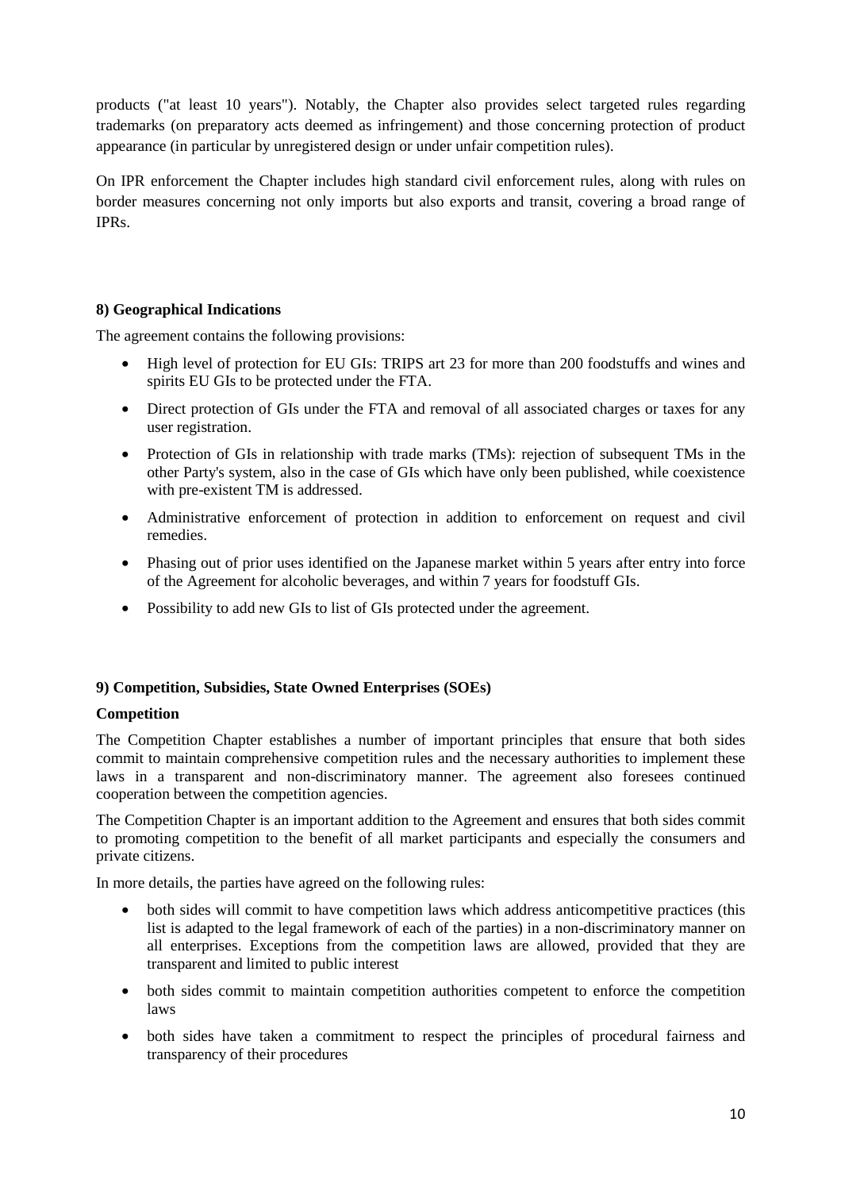products ("at least 10 years"). Notably, the Chapter also provides select targeted rules regarding trademarks (on preparatory acts deemed as infringement) and those concerning protection of product appearance (in particular by unregistered design or under unfair competition rules).

On IPR enforcement the Chapter includes high standard civil enforcement rules, along with rules on border measures concerning not only imports but also exports and transit, covering a broad range of IPRs.

**8) Geographical Indications**

The agreement contains the following provisions:

- High level of protection for EU GIs: TRIPS art 23 for more than 200 foodstuffs and wines and spirits EU GIs to be protected under the FTA.
- Direct protection of GIs under the FTA and removal of all associated charges or taxes for any user registration.
- Protection of GIs in relationship with trade marks (TMs): rejection of subsequent TMs in the other Party's system, also in the case of GIs which have only been published, while coexistence with pre-existent TM is addressed.
- Administrative enforcement of protection in addition to enforcement on request and civil remedies.
- Phasing out of prior uses identified on the Japanese market within 5 years after entry into force of the Agreement for alcoholic beverages, and within 7 years for foodstuff GIs.
- Possibility to add new GIs to list of GIs protected under the agreement.

**9) Competition, Subsidies, State Owned Enterprises (SOEs)**

**Competition**

The Competition Chapter establishes a number of important principles that ensure that both sides commit to maintain comprehensive competition rules and the necessary authorities to implement these laws in a transparent and non-discriminatory manner. The agreement also foresees continued cooperation between the competition agencies.

The Competition Chapter is an important addition to the Agreement and ensures that both sides commit to promoting competition to the benefit of all market participants and especially the consumers and private citizens.

In more details, the parties have agreed on the following rules:

- both sides will commit to have competition laws which address anticompetitive practices (this list is adapted to the legal framework of each of the parties) in a non-discriminatory manner on all enterprises. Exceptions from the competition laws are allowed, provided that they are transparent and limited to public interest
- both sides commit to maintain competition authorities competent to enforce the competition laws
- both sides have taken a commitment to respect the principles of procedural fairness and transparency of their procedures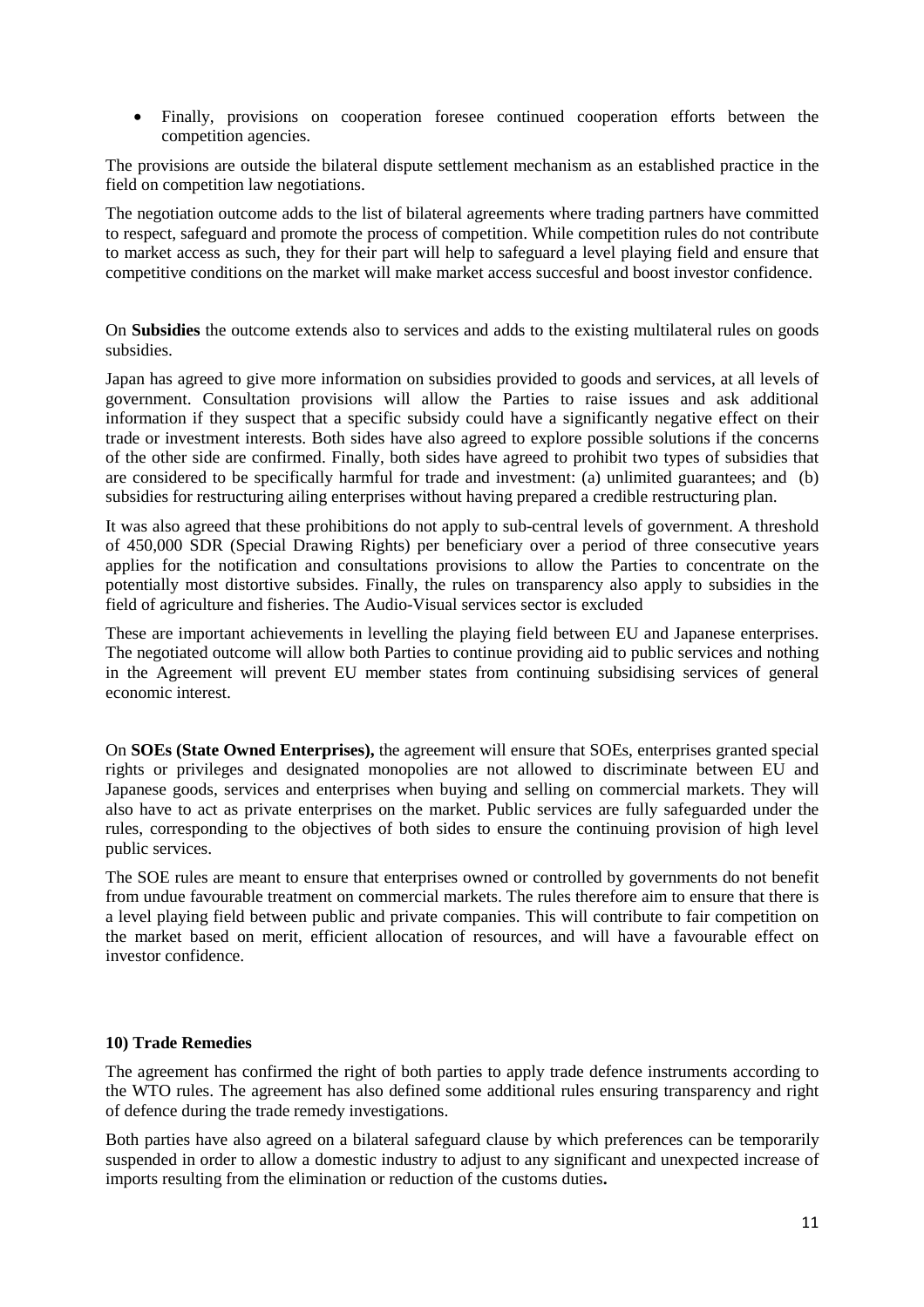- Finally, provisions on cooperation foresee continued cooperation efforts between the competition agencies.

The provisions are outside the bilateral dispute settlement mechanism as an established practice in the field on competition law negotiations.

The negotiation outcome adds to the list of bilateral agreements where trading partners have committed to respect, safeguard and promote the process of competition. While competition rules do not contribute to market access as such, they for their part will help to safeguard a level playing field and ensure that competitive conditions on the market will make market access succesful and boost investor confidence.

On **Subsidies** the outcome extends also to services and adds to the existing multilateral rules on goods subsidies.

Japan has agreed to give more information on subsidies provided to goods and services, at all levels of government. Consultation provisions will allow the Parties to raise issues and ask additional information if they suspect that a specific subsidy could have a significantly negative effect on their trade or investment interests. Both sides have also agreed to explore possible solutions if the concerns of the other side are confirmed. Finally, both sides have agreed to prohibit two types of subsidies that are considered to be specifically harmful for trade and investment: (a) unlimited guarantees; and (b) subsidies for restructuring ailing enterprises without having prepared a credible restructuring plan.

It was also agreed that these prohibitions do not apply to sub-central levels of government. A threshold of 450,000 SDR (Special Drawing Rights) per beneficiary over a period of three consecutive years applies for the notification and consultations provisions to allow the Parties to concentrate on the potentially most distortive subsides. Finally, the rules on transparency also apply to subsidies in the field of agriculture and fisheries. The Audio-Visual services sector is excluded

These are important achievements in levelling the playing field between EU and Japanese enterprises. The negotiated outcome will allow both Parties to continue providing aid to public services and nothing in the Agreement will prevent EU member states from continuing subsidising services of general economic interest.

On **SOEs (State Owned Enterprises),** the agreement will ensure that SOEs, enterprises granted special rights or privileges and designated monopolies are not allowed to discriminate between EU and Japanese goods, services and enterprises when buying and selling on commercial markets. They will also have to act as private enterprises on the market. Public services are fully safeguarded under the rules, corresponding to the objectives of both sides to ensure the continuing provision of high level public services.

The SOE rules are meant to ensure that enterprises owned or controlled by governments do not benefit from undue favourable treatment on commercial markets. The rules therefore aim to ensure that there is a level playing field between public and private companies. This will contribute to fair competition on the market based on merit, efficient allocation of resources, and will have a favourable effect on investor confidence.

### 10) Trade Remedies

The agreement has confirmed the right of both parties to apply trade defence instruments according to the WTO rules. The agreement has also defined some additional rules ensuring transparency and right of defence during the trade remedy investigations.

Both parties have also agreed on a bilateral safeguard clause by which preferences can be temporarily suspended in order to allow a domestic industry to adjust to any significant and unexpected increase of imports resulting from the elimination or reduction of the customs duties**.**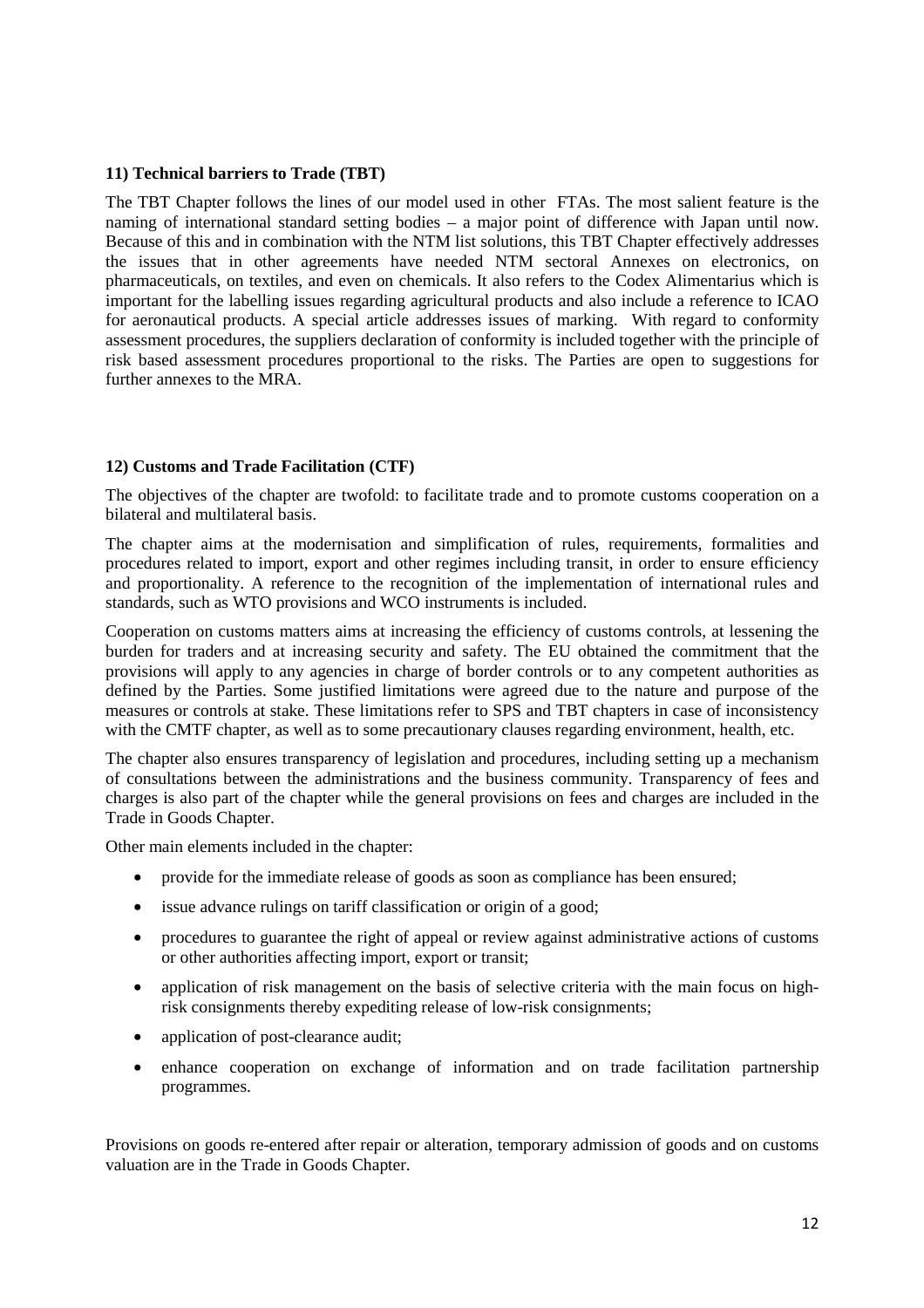### 11) Technical barriers to Trade (TBT)

The TBT Chapter follows the lines of our model used in other FTAs. The most salient feature is the naming of international standard setting bodies – a major point of difference with Japan until now. Because of this and in combination with the NTM list solutions, this TBT Chapter effectively addresses the issues that in other agreements have needed NTM sectoral Annexes on electronics, on pharmaceuticals, on textiles, and even on chemicals. It also refers to the Codex Alimentarius which is important for the labelling issues regarding agricultural products and also include a reference to ICAO for aeronautical products. A special article addresses issues of marking. With regard to conformity assessment procedures, the suppliers declaration of conformity is included together with the principle of risk based assessment procedures proportional to the risks. The Parties are open to suggestions for further annexes to the MRA.

### 12) Customs and Trade Facilitation (CTF)

The objectives of the chapter are twofold: to facilitate trade and to promote customs cooperation on a bilateral and multilateral basis.

The chapter aims at the modernisation and simplification of rules, requirements, formalities and procedures related to import, export and other regimes including transit, in order to ensure efficiency and proportionality. A reference to the recognition of the implementation of international rules and standards, such as WTO provisions and WCO instruments is included.

Cooperation on customs matters aims at increasing the efficiency of customs controls, at lessening the burden for traders and at increasing security and safety. The EU obtained the commitment that the provisions will apply to any agencies in charge of border controls or to any competent authorities as defined by the Parties. Some justified limitations were agreed due to the nature and purpose of the measures or controls at stake. These limitations refer to SPS and TBT chapters in case of inconsistency with the CMTF chapter, as well as to some precautionary clauses regarding environment, health, etc.

The chapter also ensures transparency of legislation and procedures, including setting up a mechanism of consultations between the administrations and the business community. Transparency of fees and charges is also part of the chapter while the general provisions on fees and charges are included in the Trade in Goods Chapter.

Other main elements included in the chapter:

- provide for the immediate release of goods as soon as compliance has been ensured;
- issue advance rulings on tariff classification or origin of a good;
- procedures to guarantee the right of appeal or review against administrative actions of customs or other authorities affecting import, export or transit;
- application of risk management on the basis of selective criteria with the main focus on high-risk consignments thereby expediting release of low-risk consignments;
- application of post-clearance audit;
- enhance cooperation on exchange of information and on trade facilitation partnership programmes.

Provisions on goods re-entered after repair or alteration, temporary admission of goods and on customs valuation are in the Trade in Goods Chapter.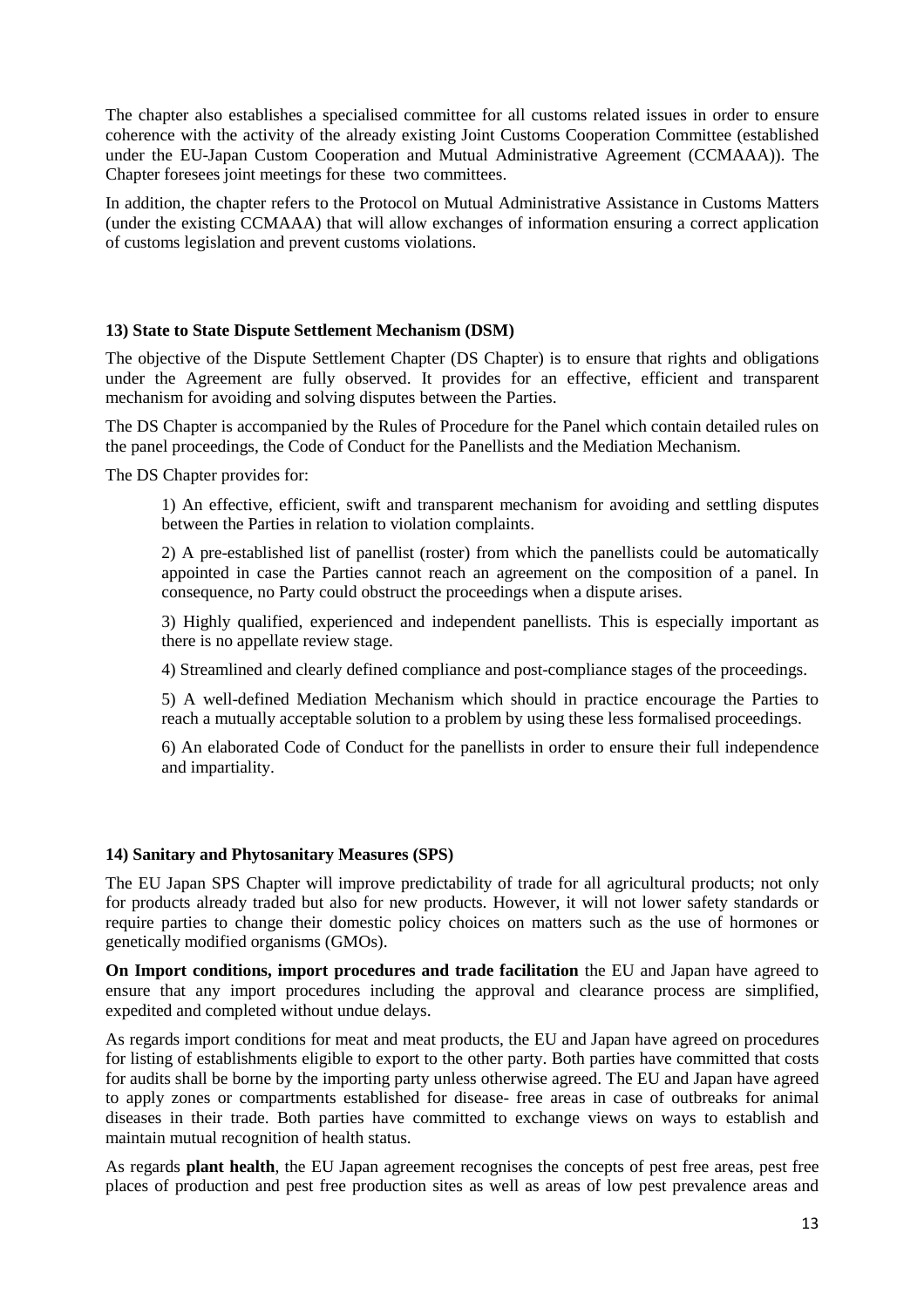The chapter also establishes a specialised committee for all customs related issues in order to ensure coherence with the activity of the already existing Joint Customs Cooperation Committee (established under the EU-Japan Custom Cooperation and Mutual Administrative Agreement (CCMAAA)). The Chapter foresees joint meetings for these two committees.

In addition, the chapter refers to the Protocol on Mutual Administrative Assistance in Customs Matters (under the existing CCMAAA) that will allow exchanges of information ensuring a correct application of customs legislation and prevent customs violations.

#### 13) State to State Dispute Settlement Mechanism (DSM)

The objective of the Dispute Settlement Chapter (DS Chapter) is to ensure that rights and obligations under the Agreement are fully observed. It provides for an effective, efficient and transparent mechanism for avoiding and solving disputes between the Parties.

The DS Chapter is accompanied by the Rules of Procedure for the Panel which contain detailed rules on the panel proceedings, the Code of Conduct for the Panellists and the Mediation Mechanism.

The DS Chapter provides for:

1) An effective, efficient, swift and transparent mechanism for avoiding and settling disputes between the Parties in relation to violation complaints.

2) A pre-established list of panellist (roster) from which the panellists could be automatically appointed in case the Parties cannot reach an agreement on the composition of a panel. In consequence, no Party could obstruct the proceedings when a dispute arises.

3) Highly qualified, experienced and independent panellists. This is especially important as there is no appellate review stage.

4) Streamlined and clearly defined compliance and post-compliance stages of the proceedings.

5) A well-defined Mediation Mechanism which should in practice encourage the Parties to reach a mutually acceptable solution to a problem by using these less formalised proceedings.

6) An elaborated Code of Conduct for the panellists in order to ensure their full independence and impartiality.

#### 14) Sanitary and Phytosanitary Measures (SPS)

The EU Japan SPS Chapter will improve predictability of trade for all agricultural products; not only for products already traded but also for new products. However, it will not lower safety standards or require parties to change their domestic policy choices on matters such as the use of hormones or genetically modified organisms (GMOs).

**On Import conditions, import procedures and trade facilitation** the EU and Japan have agreed to ensure that any import procedures including the approval and clearance process are simplified, expedited and completed without undue delays.

As regards import conditions for meat and meat products, the EU and Japan have agreed on procedures for listing of establishments eligible to export to the other party. Both parties have committed that costs for audits shall be borne by the importing party unless otherwise agreed. The EU and Japan have agreed to apply zones or compartments established for disease- free areas in case of outbreaks for animal diseases in their trade. Both parties have committed to exchange views on ways to establish and maintain mutual recognition of health status.

As regards **plant health**, the EU Japan agreement recognises the concepts of pest free areas, pest free places of production and pest free production sites as well as areas of low pest prevalence areas and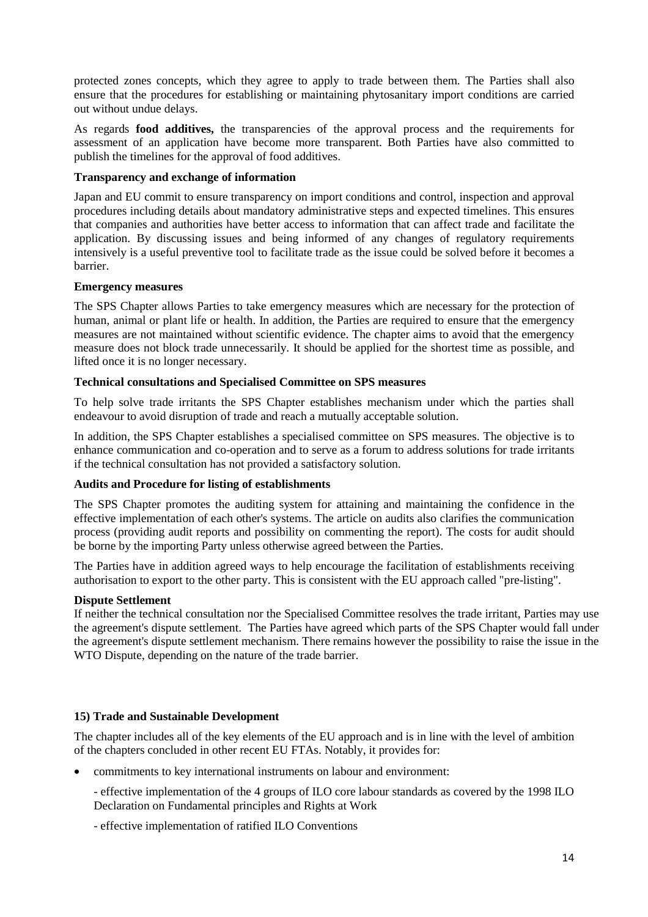protected zones concepts, which they agree to apply to trade between them. The Parties shall also ensure that the procedures for establishing or maintaining phytosanitary import conditions are carried out without undue delays.

As regards **food additives,** the transparencies of the approval process and the requirements for assessment of an application have become more transparent. Both Parties have also committed to publish the timelines for the approval of food additives.

**Transparency and exchange of information**

Japan and EU commit to ensure transparency on import conditions and control, inspection and approval procedures including details about mandatory administrative steps and expected timelines. This ensures that companies and authorities have better access to information that can affect trade and facilitate the application. By discussing issues and being informed of any changes of regulatory requirements intensively is a useful preventive tool to facilitate trade as the issue could be solved before it becomes a barrier.

**Emergency measures**

The SPS Chapter allows Parties to take emergency measures which are necessary for the protection of human, animal or plant life or health. In addition, the Parties are required to ensure that the emergency measures are not maintained without scientific evidence. The chapter aims to avoid that the emergency measure does not block trade unnecessarily. It should be applied for the shortest time as possible, and lifted once it is no longer necessary.

**Technical consultations and Specialised Committee on SPS measures**

To help solve trade irritants the SPS Chapter establishes mechanism under which the parties shall endeavour to avoid disruption of trade and reach a mutually acceptable solution.

In addition, the SPS Chapter establishes a specialised committee on SPS measures. The objective is to enhance communication and co-operation and to serve as a forum to address solutions for trade irritants if the technical consultation has not provided a satisfactory solution.

**Audits and Procedure for listing of establishments**

The SPS Chapter promotes the auditing system for attaining and maintaining the confidence in the effective implementation of each other's systems. The article on audits also clarifies the communication process (providing audit reports and possibility on commenting the report). The costs for audit should be borne by the importing Party unless otherwise agreed between the Parties.

The Parties have in addition agreed ways to help encourage the facilitation of establishments receiving authorisation to export to the other party. This is consistent with the EU approach called "pre-listing".

**Dispute Settlement**

If neither the technical consultation nor the Specialised Committee resolves the trade irritant, Parties may use the agreement's dispute settlement. The Parties have agreed which parts of the SPS Chapter would fall under the agreement's dispute settlement mechanism. There remains however the possibility to raise the issue in the WTO Dispute, depending on the nature of the trade barrier.

### 15) Trade and Sustainable Development

The chapter includes all of the key elements of the EU approach and is in line with the level of ambition of the chapters concluded in other recent EU FTAs. Notably, it provides for:

- commitments to key international instruments on labour and environment:

  - effective implementation of the 4 groups of ILO core labour standards as covered by the 1998 ILO Declaration on Fundamental principles and Rights at Work

  - effective implementation of ratified ILO Conventions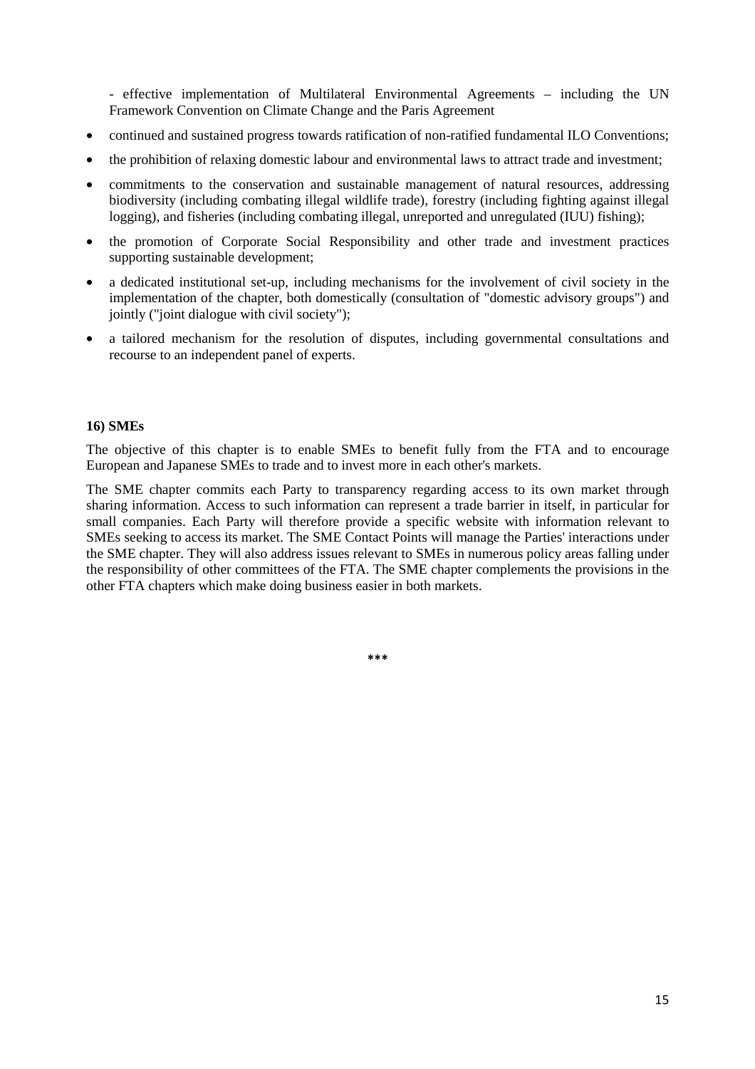- effective implementation of Multilateral Environmental Agreements – including the UN Framework Convention on Climate Change and the Paris Agreement

- continued and sustained progress towards ratification of non-ratified fundamental ILO Conventions;
- the prohibition of relaxing domestic labour and environmental laws to attract trade and investment;
- commitments to the conservation and sustainable management of natural resources, addressing biodiversity (including combating illegal wildlife trade), forestry (including fighting against illegal logging), and fisheries (including combating illegal, unreported and unregulated (IUU) fishing);
- the promotion of Corporate Social Responsibility and other trade and investment practices supporting sustainable development;
- a dedicated institutional set-up, including mechanisms for the involvement of civil society in the implementation of the chapter, both domestically (consultation of "domestic advisory groups") and jointly ("joint dialogue with civil society");
- a tailored mechanism for the resolution of disputes, including governmental consultations and recourse to an independent panel of experts.

**16) SMEs**

The objective of this chapter is to enable SMEs to benefit fully from the FTA and to encourage European and Japanese SMEs to trade and to invest more in each other's markets.

The SME chapter commits each Party to transparency regarding access to its own market through sharing information. Access to such information can represent a trade barrier in itself, in particular for small companies. Each Party will therefore provide a specific website with information relevant to SMEs seeking to access its market. The SME Contact Points will manage the Parties' interactions under the SME chapter. They will also address issues relevant to SMEs in numerous policy areas falling under the responsibility of other committees of the FTA. The SME chapter complements the provisions in the other FTA chapters which make doing business easier in both markets.

***